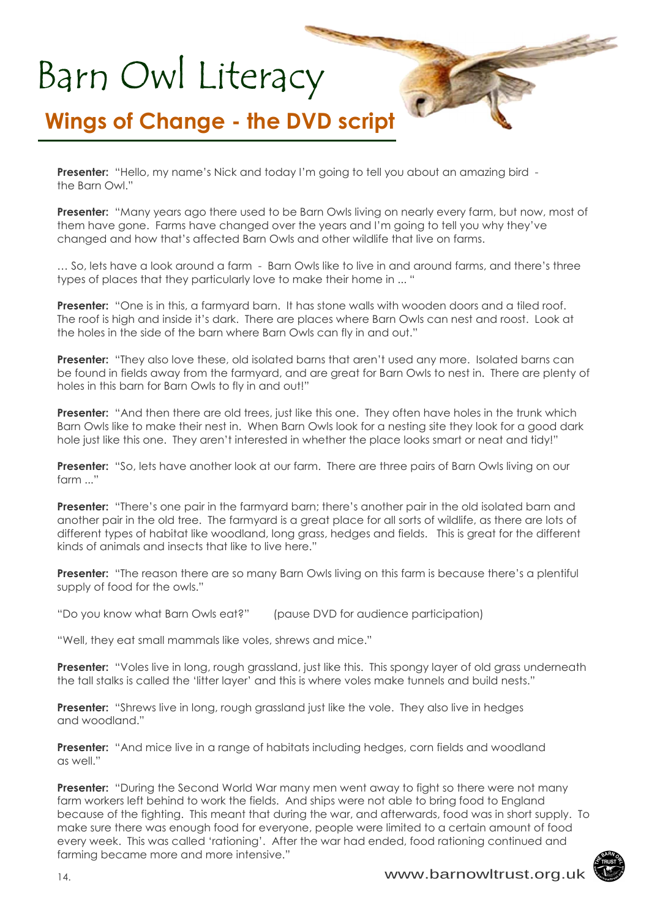# Barn Owl Literacy

## Wings of Change - the DVD script

**Presenter:** "Hello, my name's Nick and today I'm going to tell you about an amazing bird - the Barn Owl."

**Presenter:** "Many years ago there used to be Barn Owls living on nearly every farm, but now, most of them have gone. Farms have changed over the years and I'm going to tell you why they've changed and how that's affected Barn Owls and other wildlife that live on farms.

… So, lets have a look around a farm - Barn Owls like to live in and around farms, and there's three types of places that they particularly love to make their home in ... "

**Presenter:** "One is in this, a farmyard barn. It has stone walls with wooden doors and a tiled roof. The roof is high and inside it's dark. There are places where Barn Owls can nest and roost. Look at the holes in the side of the barn where Barn Owls can fly in and out."

**Presenter:** "They also love these, old isolated barns that aren't used any more. Isolated barns can be found in fields away from the farmyard, and are great for Barn Owls to nest in. There are plenty of holes in this barn for Barn Owls to fly in and out!"

**Presenter:** "And then there are old trees, just like this one. They often have holes in the trunk which Barn Owls like to make their nest in. When Barn Owls look for a nesting site they look for a good dark hole just like this one. They aren't interested in whether the place looks smart or neat and tidy!"

**Presenter:** "So, lets have another look at our farm. There are three pairs of Barn Owls living on our farm ..."

**Presenter:** "There's one pair in the farmyard barn; there's another pair in the old isolated barn and another pair in the old tree. The farmyard is a great place for all sorts of wildlife, as there are lots of different types of habitat like woodland, long grass, hedges and fields. This is great for the different kinds of animals and insects that like to live here."

**Presenter:** "The reason there are so many Barn Owls living on this farm is because there's a plentiful supply of food for the owls."

"Do you know what Barn Owls eat?" (pause DVD for audience participation)

"Well, they eat small mammals like voles, shrews and mice."

**Presenter:** "Voles live in long, rough grassland, just like this. This spongy layer of old grass underneath the tall stalks is called the 'litter layer' and this is where voles make tunnels and build nests."

**Presenter:** "Shrews live in long, rough grassland just like the vole. They also live in hedges and woodland."

**Presenter:** "And mice live in a range of habitats including hedges, corn fields and woodland as well."

**Presenter:** "During the Second World War many men went away to fight so there were not many farm workers left behind to work the fields. And ships were not able to bring food to England because of the fighting. This meant that during the war, and afterwards, food was in short supply. To make sure there was enough food for everyone, people were limited to a certain amount of food every week. This was called 'rationing'. After the war had ended, food rationing continued and farming became more and more intensive."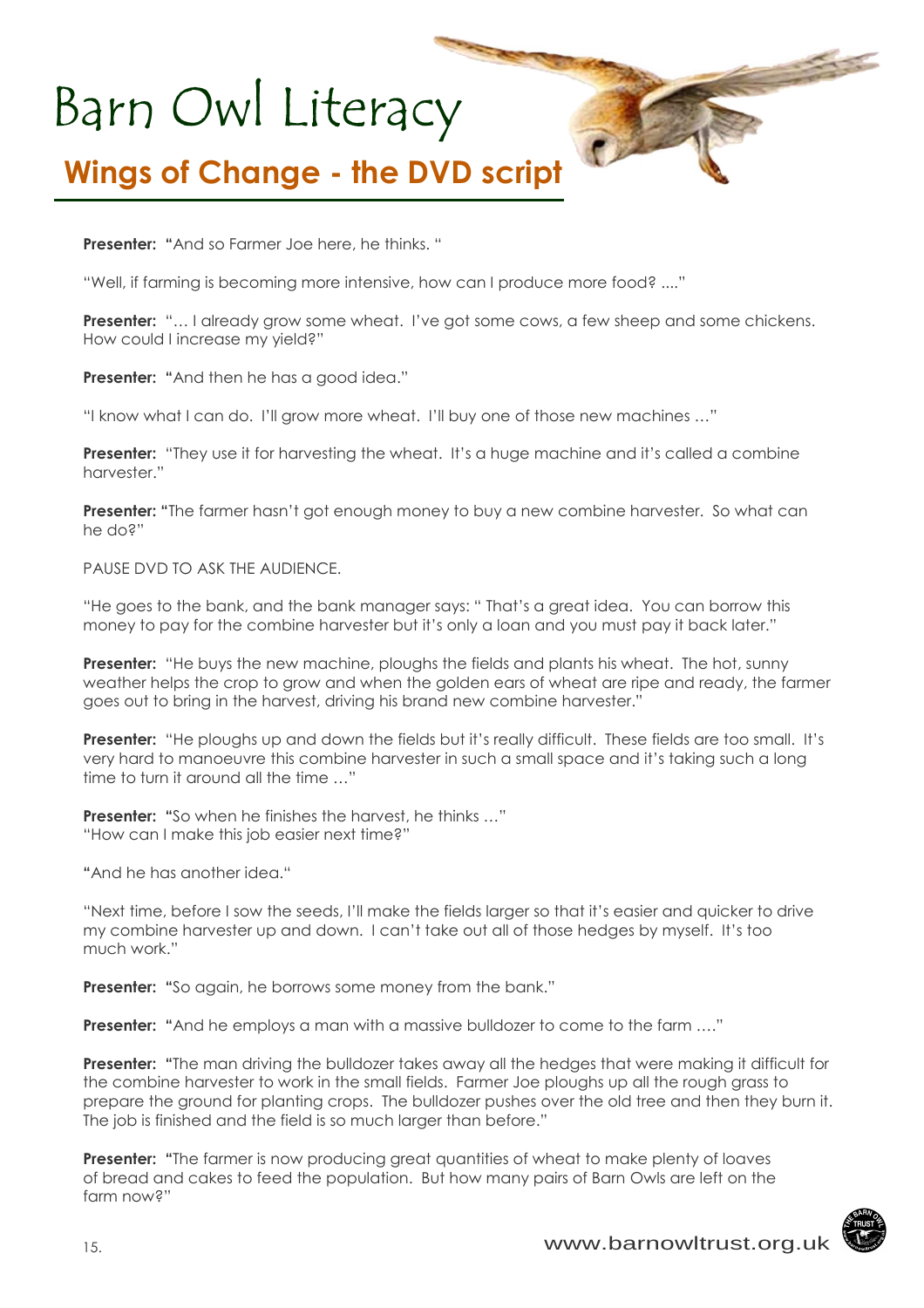# Barn Owl Literacy

## Wings of Change - the DVD script

**Presenter:** "And so Farmer Joe here, he thinks. "

"Well, if farming is becoming more intensive, how can I produce more food? ...."

**Presenter:** "… I already grow some wheat. I've got some cows, a few sheep and some chickens. How could I increase my yield?"

**Presenter:** "And then he has a good idea."

"I know what I can do. I'll grow more wheat. I'll buy one of those new machines …"

**Presenter:** "They use it for harvesting the wheat. It's a huge machine and it's called a combine harvester."

**Presenter:** "The farmer hasn't got enough money to buy a new combine harvester. So what can he do?"

PAUSE DVD TO ASK THE AUDIENCE.

"He goes to the bank, and the bank manager says: " That's a great idea. You can borrow this money to pay for the combine harvester but it's only a loan and you must pay it back later."

**Presenter:** "He buys the new machine, ploughs the fields and plants his wheat. The hot, sunny weather helps the crop to grow and when the golden ears of wheat are ripe and ready, the farmer goes out to bring in the harvest, driving his brand new combine harvester."

**Presenter:** "He ploughs up and down the fields but it's really difficult. These fields are too small. It's very hard to manoeuvre this combine harvester in such a small space and it's taking such a long time to turn it around all the time …"

**Presenter:** "So when he finishes the harvest, he thinks …"
"How can I make this job easier next time?"

"And he has another idea."

"Next time, before I sow the seeds, I'll make the fields larger so that it's easier and quicker to drive my combine harvester up and down. I can't take out all of those hedges by myself. It's too much work."

**Presenter:** "So again, he borrows some money from the bank."

**Presenter:** "And he employs a man with a massive bulldozer to come to the farm …."

**Presenter:** "The man driving the bulldozer takes away all the hedges that were making it difficult for the combine harvester to work in the small fields. Farmer Joe ploughs up all the rough grass to prepare the ground for planting crops. The bulldozer pushes over the old tree and then they burn it. The job is finished and the field is so much larger than before."

**Presenter:** "The farmer is now producing great quantities of wheat to make plenty of loaves of bread and cakes to feed the population. But how many pairs of Barn Owls are left on the farm now?"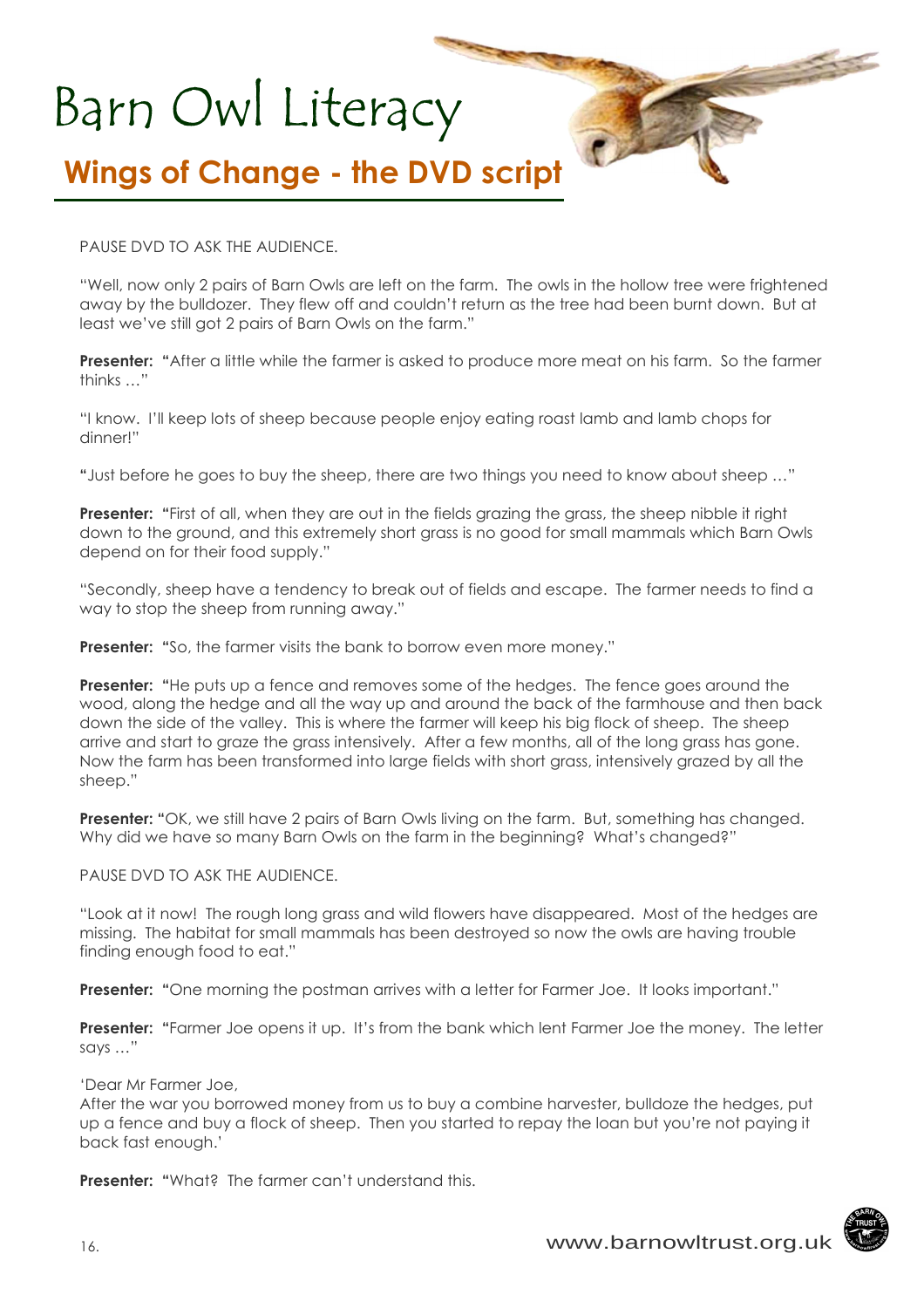# Barn Owl Literacy

## Wings of Change - the DVD script

PAUSE DVD TO ASK THE AUDIENCE.

"Well, now only 2 pairs of Barn Owls are left on the farm. The owls in the hollow tree were frightened away by the bulldozer. They flew off and couldn't return as the tree had been burnt down. But at least we've still got 2 pairs of Barn Owls on the farm."

**Presenter:** "After a little while the farmer is asked to produce more meat on his farm. So the farmer thinks …"

"I know. I'll keep lots of sheep because people enjoy eating roast lamb and lamb chops for dinner!"

"Just before he goes to buy the sheep, there are two things you need to know about sheep …"

**Presenter:** "First of all, when they are out in the fields grazing the grass, the sheep nibble it right down to the ground, and this extremely short grass is no good for small mammals which Barn Owls depend on for their food supply."

"Secondly, sheep have a tendency to break out of fields and escape. The farmer needs to find a way to stop the sheep from running away."

**Presenter:** "So, the farmer visits the bank to borrow even more money."

**Presenter:** "He puts up a fence and removes some of the hedges. The fence goes around the wood, along the hedge and all the way up and around the back of the farmhouse and then back down the side of the valley. This is where the farmer will keep his big flock of sheep. The sheep arrive and start to graze the grass intensively. After a few months, all of the long grass has gone. Now the farm has been transformed into large fields with short grass, intensively grazed by all the sheep."

**Presenter:** "OK, we still have 2 pairs of Barn Owls living on the farm. But, something has changed. Why did we have so many Barn Owls on the farm in the beginning? What's changed?"

PAUSE DVD TO ASK THE AUDIENCE.

"Look at it now! The rough long grass and wild flowers have disappeared. Most of the hedges are missing. The habitat for small mammals has been destroyed so now the owls are having trouble finding enough food to eat."

**Presenter:** "One morning the postman arrives with a letter for Farmer Joe. It looks important."

**Presenter:** "Farmer Joe opens it up. It's from the bank which lent Farmer Joe the money. The letter says …"

'Dear Mr Farmer Joe,
After the war you borrowed money from us to buy a combine harvester, bulldoze the hedges, put up a fence and buy a flock of sheep. Then you started to repay the loan but you're not paying it back fast enough.'

**Presenter:** "What? The farmer can't understand this.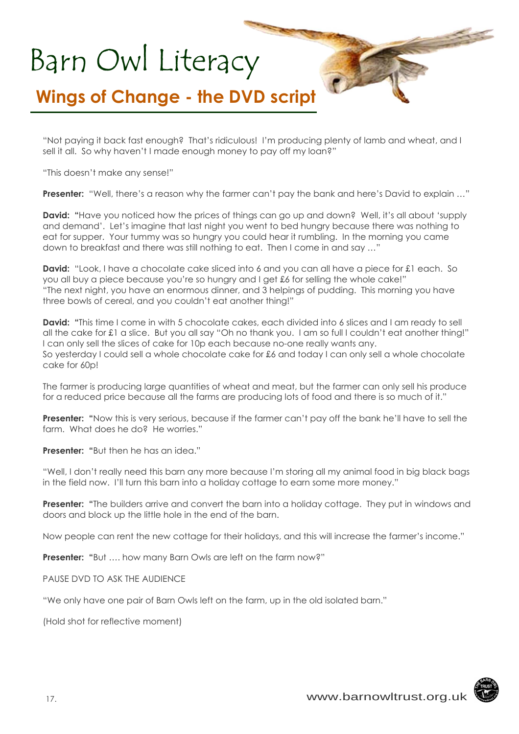# Barn Owl Literacy

## Wings of Change - the DVD script

"Not paying it back fast enough? That's ridiculous! I'm producing plenty of lamb and wheat, and I sell it all. So why haven't I made enough money to pay off my loan?"

"This doesn't make any sense!"

**Presenter:** "Well, there's a reason why the farmer can't pay the bank and here's David to explain …"

**David:** "Have you noticed how the prices of things can go up and down? Well, it's all about 'supply and demand'. Let's imagine that last night you went to bed hungry because there was nothing to eat for supper. Your tummy was so hungry you could hear it rumbling. In the morning you came down to breakfast and there was still nothing to eat. Then I come in and say …"

**David:** "Look, I have a chocolate cake sliced into 6 and you can all have a piece for £1 each. So you all buy a piece because you're so hungry and I get £6 for selling the whole cake!"
"The next night, you have an enormous dinner, and 3 helpings of pudding. This morning you have three bowls of cereal, and you couldn't eat another thing!"

**David:** "This time I come in with 5 chocolate cakes, each divided into 6 slices and I am ready to sell all the cake for £1 a slice. But you all say "Oh no thank you. I am so full I couldn't eat another thing!" I can only sell the slices of cake for 10p each because no-one really wants any.
So yesterday I could sell a whole chocolate cake for £6 and today I can only sell a whole chocolate cake for 60p!

The farmer is producing large quantities of wheat and meat, but the farmer can only sell his produce for a reduced price because all the farms are producing lots of food and there is so much of it."

**Presenter:** "Now this is very serious, because if the farmer can't pay off the bank he'll have to sell the farm. What does he do? He worries."

**Presenter:** "But then he has an idea."

"Well, I don't really need this barn any more because I'm storing all my animal food in big black bags in the field now. I'll turn this barn into a holiday cottage to earn some more money."

**Presenter:** "The builders arrive and convert the barn into a holiday cottage. They put in windows and doors and block up the little hole in the end of the barn.

Now people can rent the new cottage for their holidays, and this will increase the farmer's income."

**Presenter:** "But …. how many Barn Owls are left on the farm now?"

PAUSE DVD TO ASK THE AUDIENCE

"We only have one pair of Barn Owls left on the farm, up in the old isolated barn."

(Hold shot for reflective moment)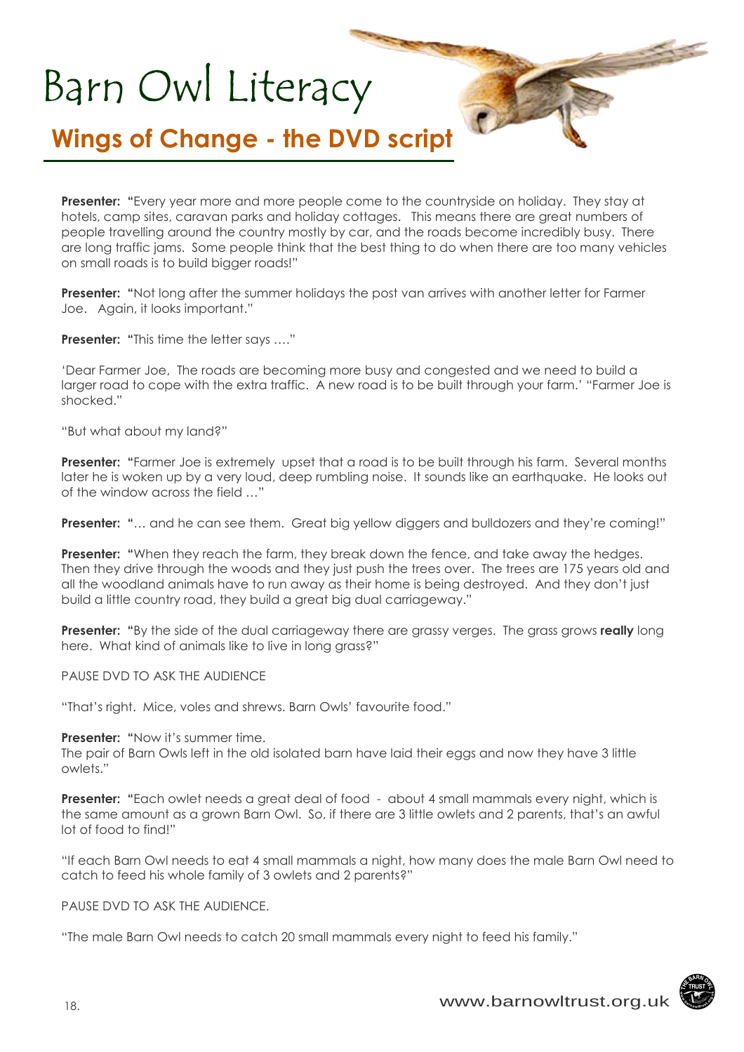# Barn Owl Literacy

## Wings of Change - the DVD script

**Presenter:** "Every year more and more people come to the countryside on holiday. They stay at hotels, camp sites, caravan parks and holiday cottages. This means there are great numbers of people travelling around the country mostly by car, and the roads become incredibly busy. There are long traffic jams. Some people think that the best thing to do when there are too many vehicles on small roads is to build bigger roads!"

**Presenter:** "Not long after the summer holidays the post van arrives with another letter for Farmer Joe. Again, it looks important."

**Presenter:** "This time the letter says …."

'Dear Farmer Joe, The roads are becoming more busy and congested and we need to build a larger road to cope with the extra traffic. A new road is to be built through your farm.' "Farmer Joe is shocked."

"But what about my land?"

**Presenter:** "Farmer Joe is extremely upset that a road is to be built through his farm. Several months later he is woken up by a very loud, deep rumbling noise. It sounds like an earthquake. He looks out of the window across the field …"

**Presenter:** "… and he can see them. Great big yellow diggers and bulldozers and they're coming!"

**Presenter:** "When they reach the farm, they break down the fence, and take away the hedges. Then they drive through the woods and they just push the trees over. The trees are 175 years old and all the woodland animals have to run away as their home is being destroyed. And they don't just build a little country road, they build a great big dual carriageway."

**Presenter:** "By the side of the dual carriageway there are grassy verges. The grass grows **really** long here. What kind of animals like to live in long grass?"

PAUSE DVD TO ASK THE AUDIENCE

"That's right. Mice, voles and shrews. Barn Owls' favourite food."

**Presenter:** "Now it's summer time.
The pair of Barn Owls left in the old isolated barn have laid their eggs and now they have 3 little owlets."

**Presenter:** "Each owlet needs a great deal of food - about 4 small mammals every night, which is the same amount as a grown Barn Owl. So, if there are 3 little owlets and 2 parents, that's an awful lot of food to find!"

"If each Barn Owl needs to eat 4 small mammals a night, how many does the male Barn Owl need to catch to feed his whole family of 3 owlets and 2 parents?"

PAUSE DVD TO ASK THE AUDIENCE.

"The male Barn Owl needs to catch 20 small mammals every night to feed his family."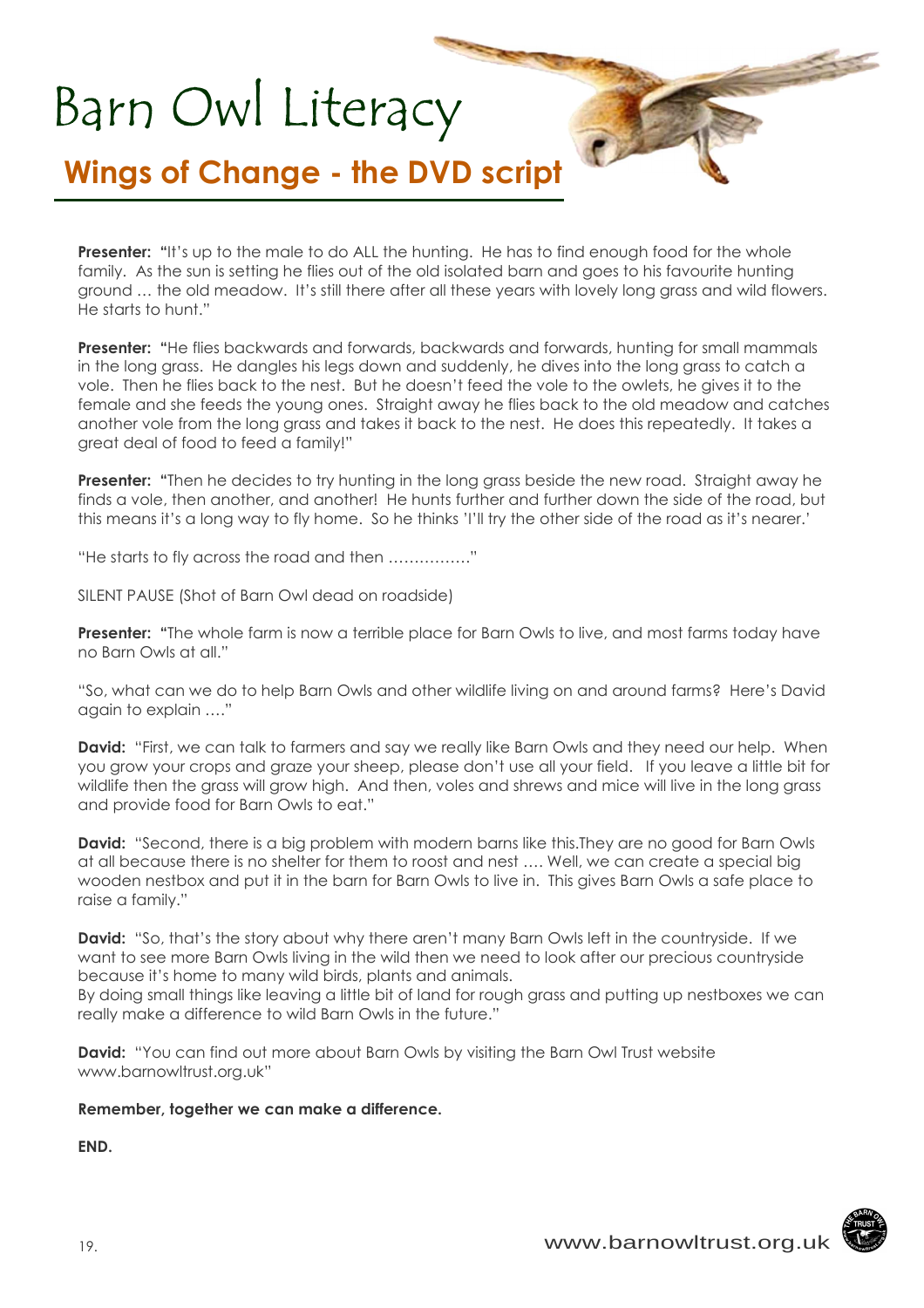# Barn Owl Literacy

## Wings of Change - the DVD script

**Presenter:** "It's up to the male to do ALL the hunting. He has to find enough food for the whole family. As the sun is setting he flies out of the old isolated barn and goes to his favourite hunting ground … the old meadow. It's still there after all these years with lovely long grass and wild flowers. He starts to hunt."

**Presenter:** "He flies backwards and forwards, backwards and forwards, hunting for small mammals in the long grass. He dangles his legs down and suddenly, he dives into the long grass to catch a vole. Then he flies back to the nest. But he doesn't feed the vole to the owlets, he gives it to the female and she feeds the young ones. Straight away he flies back to the old meadow and catches another vole from the long grass and takes it back to the nest. He does this repeatedly. It takes a great deal of food to feed a family!"

**Presenter:** "Then he decides to try hunting in the long grass beside the new road. Straight away he finds a vole, then another, and another! He hunts further and further down the side of the road, but this means it's a long way to fly home. So he thinks 'I'll try the other side of the road as it's nearer.'

"He starts to fly across the road and then ……………"

SILENT PAUSE (Shot of Barn Owl dead on roadside)

**Presenter:** "The whole farm is now a terrible place for Barn Owls to live, and most farms today have no Barn Owls at all."

"So, what can we do to help Barn Owls and other wildlife living on and around farms? Here's David again to explain …."

**David:** "First, we can talk to farmers and say we really like Barn Owls and they need our help. When you grow your crops and graze your sheep, please don't use all your field. If you leave a little bit for wildlife then the grass will grow high. And then, voles and shrews and mice will live in the long grass and provide food for Barn Owls to eat."

**David:** "Second, there is a big problem with modern barns like this.They are no good for Barn Owls at all because there is no shelter for them to roost and nest …. Well, we can create a special big wooden nestbox and put it in the barn for Barn Owls to live in. This gives Barn Owls a safe place to raise a family."

**David:** "So, that's the story about why there aren't many Barn Owls left in the countryside. If we want to see more Barn Owls living in the wild then we need to look after our precious countryside because it's home to many wild birds, plants and animals.
By doing small things like leaving a little bit of land for rough grass and putting up nestboxes we can really make a difference to wild Barn Owls in the future."

**David:** "You can find out more about Barn Owls by visiting the Barn Owl Trust website www.barnowltrust.org.uk"

**Remember, together we can make a difference.**

**END.**